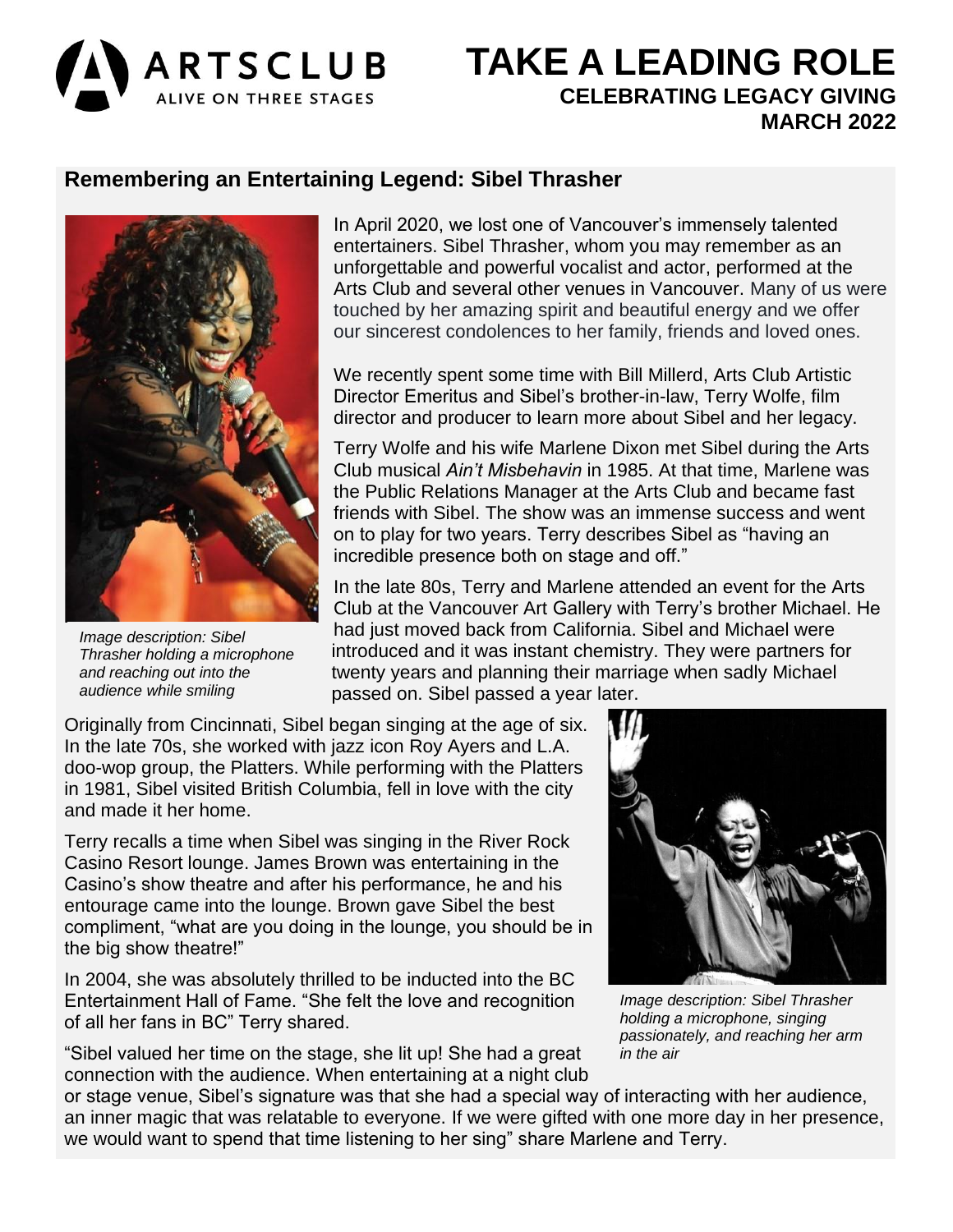ARTSCLUB
ALIVE ON THREE STAGES

# TAKE A LEADING ROLE

**CELEBRATING LEGACY GIVING**
**MARCH 2022**

## Remembering an Entertaining Legend: Sibel Thrasher

In April 2020, we lost one of Vancouver's immensely talented entertainers. Sibel Thrasher, whom you may remember as an unforgettable and powerful vocalist and actor, performed at the Arts Club and several other venues in Vancouver. Many of us were touched by her amazing spirit and beautiful energy and we offer our sincerest condolences to her family, friends and loved ones.

We recently spent some time with Bill Millerd, Arts Club Artistic Director Emeritus and Sibel's brother-in-law, Terry Wolfe, film director and producer to learn more about Sibel and her legacy.

Terry Wolfe and his wife Marlene Dixon met Sibel during the Arts Club musical *Ain't Misbehavin* in 1985. At that time, Marlene was the Public Relations Manager at the Arts Club and became fast friends with Sibel. The show was an immense success and went on to play for two years. Terry describes Sibel as "having an incredible presence both on stage and off."

*Image description: Sibel Thrasher holding a microphone and reaching out into the audience while smiling*

In the late 80s, Terry and Marlene attended an event for the Arts Club at the Vancouver Art Gallery with Terry's brother Michael. He had just moved back from California. Sibel and Michael were introduced and it was instant chemistry. They were partners for twenty years and planning their marriage when sadly Michael passed on. Sibel passed a year later.

Originally from Cincinnati, Sibel began singing at the age of six. In the late 70s, she worked with jazz icon Roy Ayers and L.A. doo-wop group, the Platters. While performing with the Platters in 1981, Sibel visited British Columbia, fell in love with the city and made it her home.

Terry recalls a time when Sibel was singing in the River Rock Casino Resort lounge. James Brown was entertaining in the Casino's show theatre and after his performance, he and his entourage came into the lounge. Brown gave Sibel the best compliment, "what are you doing in the lounge, you should be in the big show theatre!"

In 2004, she was absolutely thrilled to be inducted into the BC Entertainment Hall of Fame. "She felt the love and recognition of all her fans in BC" Terry shared.

*Image description: Sibel Thrasher holding a microphone, singing passionately, and reaching her arm in the air*

"Sibel valued her time on the stage, she lit up! She had a great connection with the audience. When entertaining at a night club or stage venue, Sibel's signature was that she had a special way of interacting with her audience, an inner magic that was relatable to everyone. If we were gifted with one more day in her presence, we would want to spend that time listening to her sing" share Marlene and Terry.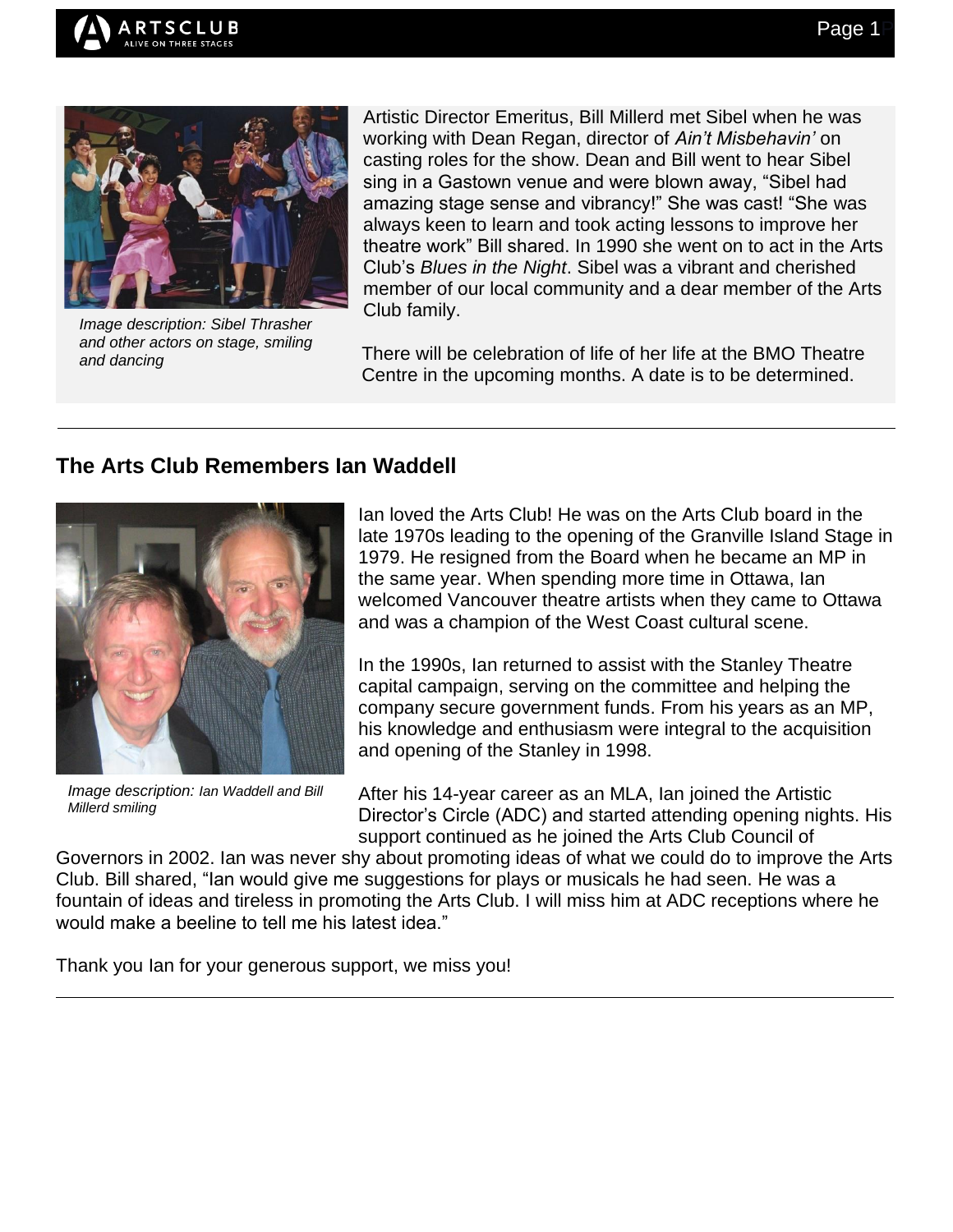*Image description: Sibel Thrasher and other actors on stage, smiling and dancing*

Artistic Director Emeritus, Bill Millerd met Sibel when he was working with Dean Regan, director of *Ain't Misbehavin'* on casting roles for the show. Dean and Bill went to hear Sibel sing in a Gastown venue and were blown away, "Sibel had amazing stage sense and vibrancy!" She was cast! "She was always keen to learn and took acting lessons to improve her theatre work" Bill shared. In 1990 she went on to act in the Arts Club's *Blues in the Night*. Sibel was a vibrant and cherished member of our local community and a dear member of the Arts Club family.

There will be celebration of life of her life at the BMO Theatre Centre in the upcoming months. A date is to be determined.

---

## The Arts Club Remembers Ian Waddell

*Image description: Ian Waddell and Bill Millerd smiling*

Ian loved the Arts Club! He was on the Arts Club board in the late 1970s leading to the opening of the Granville Island Stage in 1979. He resigned from the Board when he became an MP in the same year. When spending more time in Ottawa, Ian welcomed Vancouver theatre artists when they came to Ottawa and was a champion of the West Coast cultural scene.

In the 1990s, Ian returned to assist with the Stanley Theatre capital campaign, serving on the committee and helping the company secure government funds. From his years as an MP, his knowledge and enthusiasm were integral to the acquisition and opening of the Stanley in 1998.

After his 14-year career as an MLA, Ian joined the Artistic Director's Circle (ADC) and started attending opening nights. His support continued as he joined the Arts Club Council of Governors in 2002. Ian was never shy about promoting ideas of what we could do to improve the Arts Club. Bill shared, "Ian would give me suggestions for plays or musicals he had seen. He was a fountain of ideas and tireless in promoting the Arts Club. I will miss him at ADC receptions where he would make a beeline to tell me his latest idea."

Thank you Ian for your generous support, we miss you!

---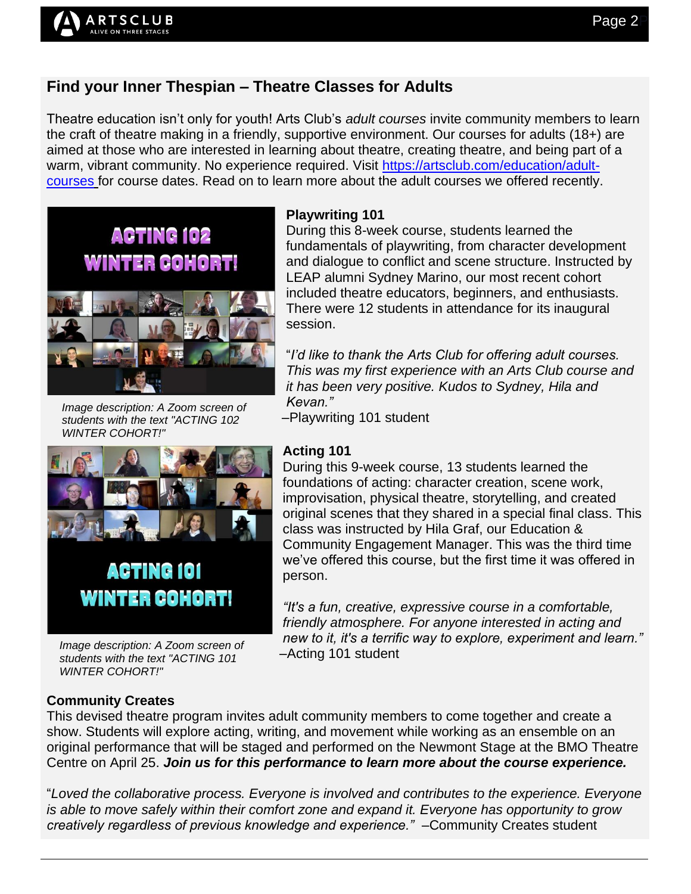## Find your Inner Thespian – Theatre Classes for Adults

Theatre education isn't only for youth! Arts Club's *adult courses* invite community members to learn the craft of theatre making in a friendly, supportive environment. Our courses for adults (18+) are aimed at those who are interested in learning about theatre, creating theatre, and being part of a warm, vibrant community. No experience required. Visit [https://artsclub.com/education/adult-courses](https://artsclub.com/education/adult-courses) for course dates. Read on to learn more about the adult courses we offered recently.

*Image description: A Zoom screen of students with the text "ACTING 102 WINTER COHORT!"*

### Playwriting 101

During this 8-week course, students learned the fundamentals of playwriting, from character development and dialogue to conflict and scene structure. Instructed by LEAP alumni Sydney Marino, our most recent cohort included theatre educators, beginners, and enthusiasts. There were 12 students in attendance for its inaugural session.

"*I'd like to thank the Arts Club for offering adult courses. This was my first experience with an Arts Club course and it has been very positive. Kudos to Sydney, Hila and Kevan.*"
–Playwriting 101 student

*Image description: A Zoom screen of students with the text "ACTING 101 WINTER COHORT!"*

### Acting 101

During this 9-week course, 13 students learned the foundations of acting: character creation, scene work, improvisation, physical theatre, storytelling, and created original scenes that they shared in a special final class. This class was instructed by Hila Graf, our Education & Community Engagement Manager. This was the third time we've offered this course, but the first time it was offered in person.

*"It's a fun, creative, expressive course in a comfortable, friendly atmosphere. For anyone interested in acting and new to it, it's a terrific way to explore, experiment and learn."*
–Acting 101 student

### Community Creates

This devised theatre program invites adult community members to come together and create a show. Students will explore acting, writing, and movement while working as an ensemble on an original performance that will be staged and performed on the Newmont Stage at the BMO Theatre Centre on April 25. ***Join us for this performance to learn more about the course experience.***

"*Loved the collaborative process. Everyone is involved and contributes to the experience. Everyone is able to move safely within their comfort zone and expand it. Everyone has opportunity to grow creatively regardless of previous knowledge and experience.*" –Community Creates student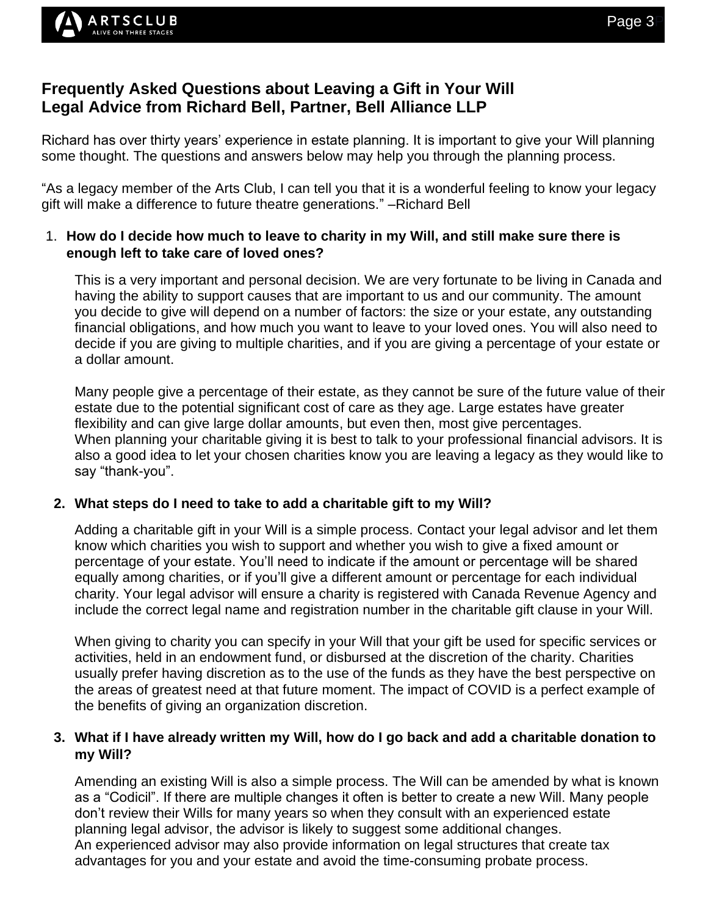## Frequently Asked Questions about Leaving a Gift in Your Will
## Legal Advice from Richard Bell, Partner, Bell Alliance LLP

Richard has over thirty years' experience in estate planning. It is important to give your Will planning some thought. The questions and answers below may help you through the planning process.

"As a legacy member of the Arts Club, I can tell you that it is a wonderful feeling to know your legacy gift will make a difference to future theatre generations." –Richard Bell

1. **How do I decide how much to leave to charity in my Will, and still make sure there is enough left to take care of loved ones?**

   This is a very important and personal decision. We are very fortunate to be living in Canada and having the ability to support causes that are important to us and our community. The amount you decide to give will depend on a number of factors: the size or your estate, any outstanding financial obligations, and how much you want to leave to your loved ones. You will also need to decide if you are giving to multiple charities, and if you are giving a percentage of your estate or a dollar amount.

   Many people give a percentage of their estate, as they cannot be sure of the future value of their estate due to the potential significant cost of care as they age. Large estates have greater flexibility and can give large dollar amounts, but even then, most give percentages.
   When planning your charitable giving it is best to talk to your professional financial advisors. It is also a good idea to let your chosen charities know you are leaving a legacy as they would like to say "thank-you".

2. **What steps do I need to take to add a charitable gift to my Will?**

   Adding a charitable gift in your Will is a simple process. Contact your legal advisor and let them know which charities you wish to support and whether you wish to give a fixed amount or percentage of your estate. You'll need to indicate if the amount or percentage will be shared equally among charities, or if you'll give a different amount or percentage for each individual charity. Your legal advisor will ensure a charity is registered with Canada Revenue Agency and include the correct legal name and registration number in the charitable gift clause in your Will.

   When giving to charity you can specify in your Will that your gift be used for specific services or activities, held in an endowment fund, or disbursed at the discretion of the charity. Charities usually prefer having discretion as to the use of the funds as they have the best perspective on the areas of greatest need at that future moment. The impact of COVID is a perfect example of the benefits of giving an organization discretion.

3. **What if I have already written my Will, how do I go back and add a charitable donation to my Will?**

   Amending an existing Will is also a simple process. The Will can be amended by what is known as a "Codicil". If there are multiple changes it often is better to create a new Will. Many people don't review their Wills for many years so when they consult with an experienced estate planning legal advisor, the advisor is likely to suggest some additional changes.
   An experienced advisor may also provide information on legal structures that create tax advantages for you and your estate and avoid the time-consuming probate process.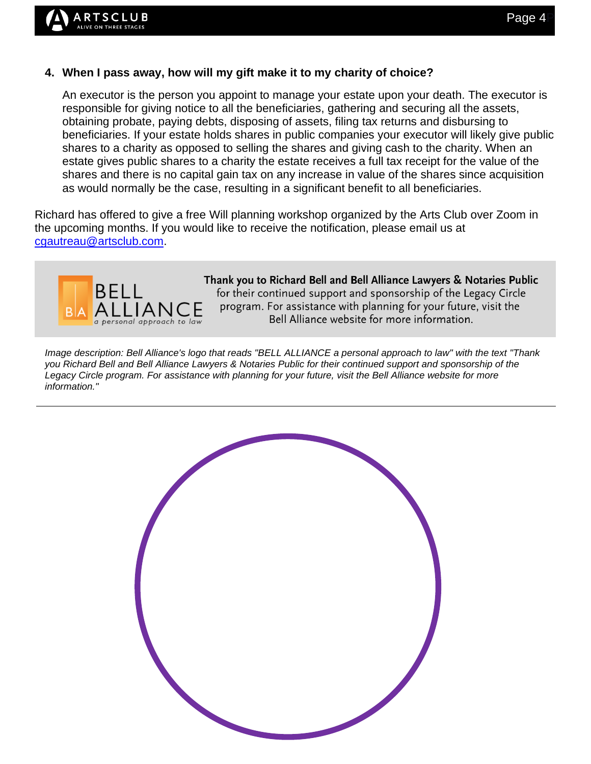4. **When I pass away, how will my gift make it to my charity of choice?**

   An executor is the person you appoint to manage your estate upon your death. The executor is responsible for giving notice to all the beneficiaries, gathering and securing all the assets, obtaining probate, paying debts, disposing of assets, filing tax returns and disbursing to beneficiaries. If your estate holds shares in public companies your executor will likely give public shares to a charity as opposed to selling the shares and giving cash to the charity. When an estate gives public shares to a charity the estate receives a full tax receipt for the value of the shares and there is no capital gain tax on any increase in value of the shares since acquisition as would normally be the case, resulting in a significant benefit to all beneficiaries.

Richard has offered to give a free Will planning workshop organized by the Arts Club over Zoom in the upcoming months. If you would like to receive the notification, please email us at cgautreau@artsclub.com.

BELL ALLIANCE *a personal approach to law*

**Thank you to Richard Bell and Bell Alliance Lawyers & Notaries Public** for their continued support and sponsorship of the Legacy Circle program. For assistance with planning for your future, visit the Bell Alliance website for more information.

*Image description: Bell Alliance's logo that reads "BELL ALLIANCE a personal approach to law" with the text "Thank you Richard Bell and Bell Alliance Lawyers & Notaries Public for their continued support and sponsorship of the Legacy Circle program. For assistance with planning for your future, visit the Bell Alliance website for more information."*

---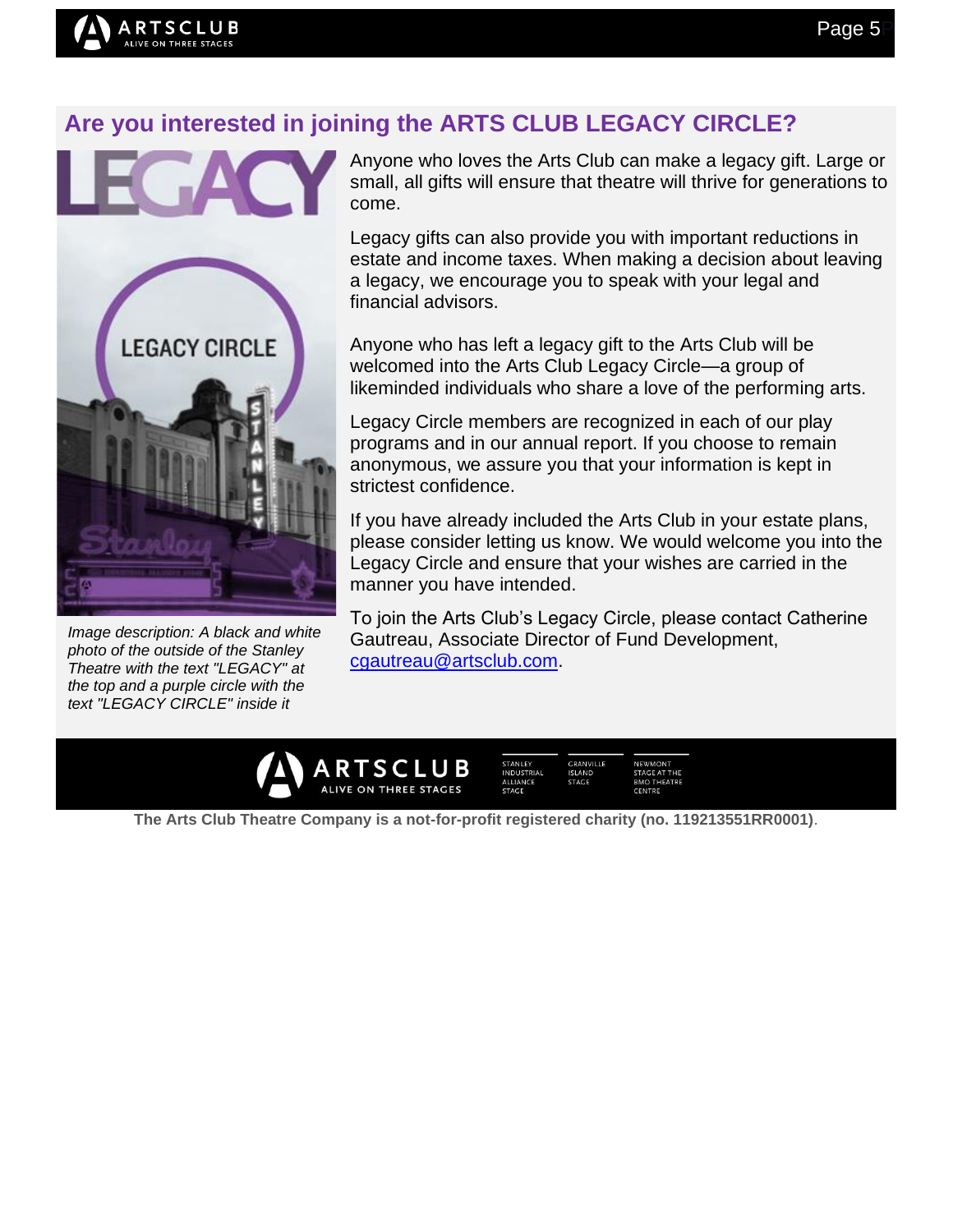## Are you interested in joining the ARTS CLUB LEGACY CIRCLE?

*Image description: A black and white photo of the outside of the Stanley Theatre with the text "LEGACY" at the top and a purple circle with the text "LEGACY CIRCLE" inside it*

Anyone who loves the Arts Club can make a legacy gift. Large or small, all gifts will ensure that theatre will thrive for generations to come.

Legacy gifts can also provide you with important reductions in estate and income taxes. When making a decision about leaving a legacy, we encourage you to speak with your legal and financial advisors.

Anyone who has left a legacy gift to the Arts Club will be welcomed into the Arts Club Legacy Circle—a group of likeminded individuals who share a love of the performing arts.

Legacy Circle members are recognized in each of our play programs and in our annual report. If you choose to remain anonymous, we assure you that your information is kept in strictest confidence.

If you have already included the Arts Club in your estate plans, please consider letting us know. We would welcome you into the Legacy Circle and ensure that your wishes are carried in the manner you have intended.

To join the Arts Club's Legacy Circle, please contact Catherine Gautreau, Associate Director of Fund Development, [cgautreau@artsclub.com](mailto:cgautreau@artsclub.com).

ARTSCLUB
ALIVE ON THREE STAGES

STANLEY INDUSTRIAL ALLIANCE STAGE
GRANVILLE ISLAND STAGE
NEWMONT STAGE AT THE BMO THEATRE CENTRE

**The Arts Club Theatre Company is a not-for-profit registered charity (no. 119213551RR0001)**.